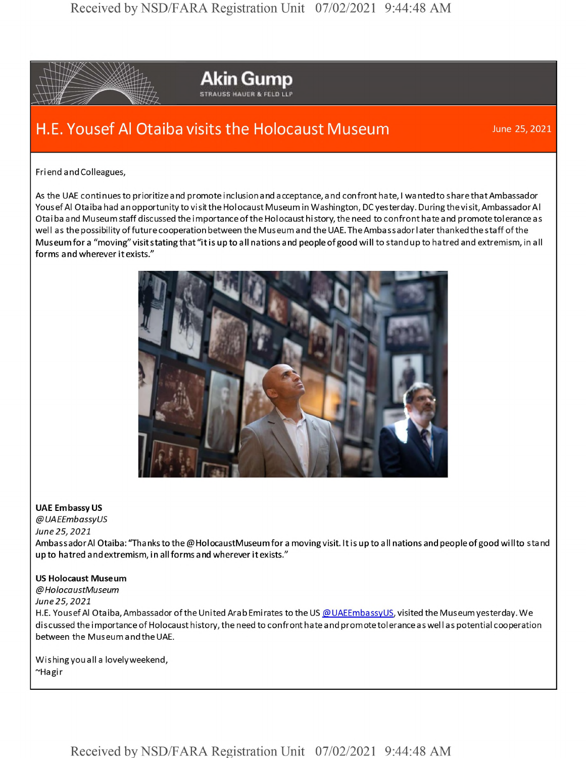**Akin Gump**
STRAUSS HAUER & FELD LLP

# H.E. Yousef Al Otaiba visits the Holocaust Museum

June 25, 2021

Friend and Colleagues,

As the UAE continues to prioritize and promote inclusion and acceptance, and confront hate, I wanted to share that Ambassador Yousef Al Otaiba had an opportunity to visit the Holocaust Museum in Washington, DC yesterday. During the visit, Ambassador Al Otaiba and Museum staff discussed the importance of the Holocaust history, the need to confront hate and promote tolerance as well as the possibility of future cooperation between the Museum and the UAE. The Ambassador later thanked the staff of the Museum for a "moving" visit stating that "it is up to all nations and people of good will to stand up to hatred and extremism, in all forms and wherever it exists."

**UAE Embassy US**
*@UAEEmbassyUS*
*June 25, 2021*
Ambassador Al Otaiba: "Thanks to the @HolocaustMuseum for a moving visit. It is up to all nations and people of good will to stand up to hatred and extremism, in all forms and wherever it exists."

**US Holocaust Museum**
*@HolocaustMuseum*
*June 25, 2021*
H.E. Yousef Al Otaiba, Ambassador of the United Arab Emirates to the US @UAEEmbassyUS, visited the Museum yesterday. We discussed the importance of Holocaust history, the need to confront hate and promote tolerance as well as potential cooperation between the Museum and the UAE.

Wishing you all a lovely weekend,
~Hagir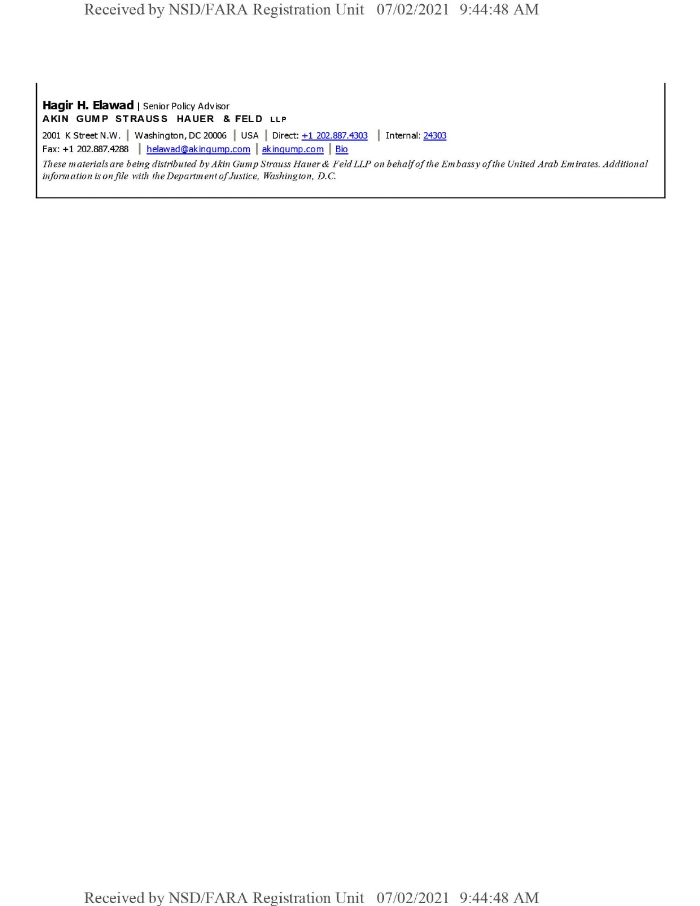**Hagir H. Elawad** | Senior Policy Advisor
**AKIN GUMP STRAUSS HAUER & FELD LLP**

2001 K Street N.W. | Washington, DC 20006 | USA | Direct: +1 202.887.4303 | Internal: 24303
Fax: +1 202.887.4288 | helawad@akingump.com | akingump.com | Bio

*These materials are being distributed by Akin Gump Strauss Hauer & Feld LLP on behalf of the Embassy of the United Arab Emirates. Additional information is on file with the Department of Justice, Washington, D.C.*